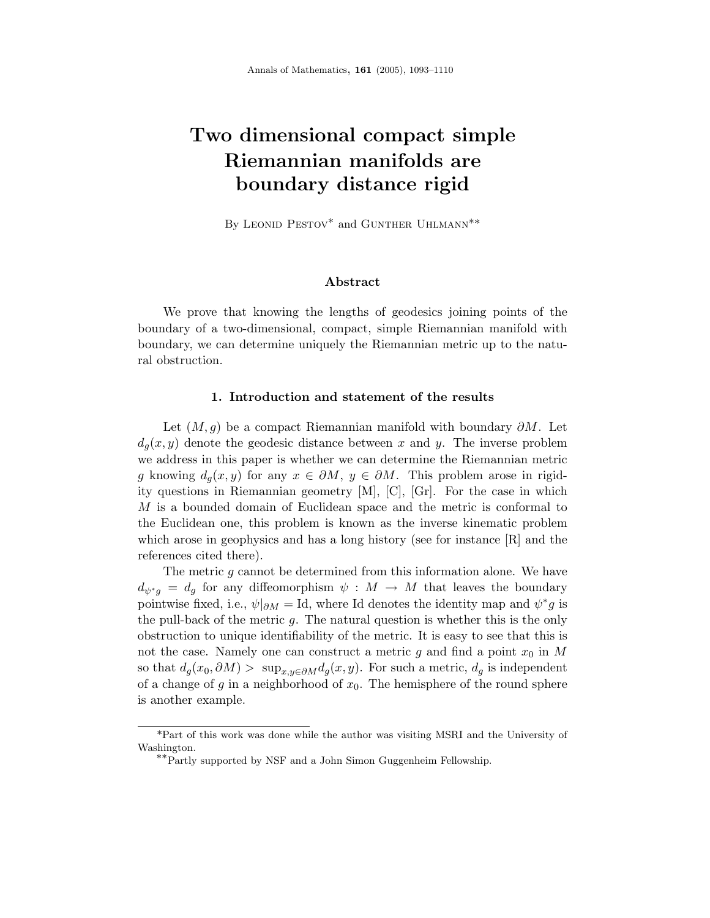# Two dimensional compact simple Riemannian manifolds are boundary distance rigid

By Leonid Pestov* and Gunther Uhlmann**

### Abstract

We prove that knowing the lengths of geodesics joining points of the boundary of a two-dimensional, compact, simple Riemannian manifold with boundary, we can determine uniquely the Riemannian metric up to the natural obstruction.

## 1. Introduction and statement of the results

Let $(M, g)$ be a compact Riemannian manifold with boundary $\partial M$. Let $d_g(x, y)$ denote the geodesic distance between $x$ and $y$. The inverse problem we address in this paper is whether we can determine the Riemannian metric $g$ knowing $d_g(x, y)$ for any $x \in \partial M$, $y \in \partial M$. This problem arose in rigidity questions in Riemannian geometry [M], [C], [Gr]. For the case in which $M$ is a bounded domain of Euclidean space and the metric is conformal to the Euclidean one, this problem is known as the inverse kinematic problem which arose in geophysics and has a long history (see for instance [R] and the references cited there).

The metric $g$ cannot be determined from this information alone. We have $d_{\psi^* g} = d_g$ for any diffeomorphism $\psi : M \to M$ that leaves the boundary pointwise fixed, i.e., $\psi|_{\partial M} = \mathrm{Id}$, where Id denotes the identity map and $\psi^* g$ is the pull-back of the metric $g$. The natural question is whether this is the only obstruction to unique identifiability of the metric. It is easy to see that this is not the case. Namely one can construct a metric $g$ and find a point $x_0$ in $M$ so that $d_g(x_0, \partial M) > \sup_{x,y \in \partial M} d_g(x, y)$. For such a metric, $d_g$ is independent of a change of $g$ in a neighborhood of $x_0$. The hemisphere of the round sphere is another example.

*Part of this work was done while the author was visiting MSRI and the University of Washington.

**Partly supported by NSF and a John Simon Guggenheim Fellowship.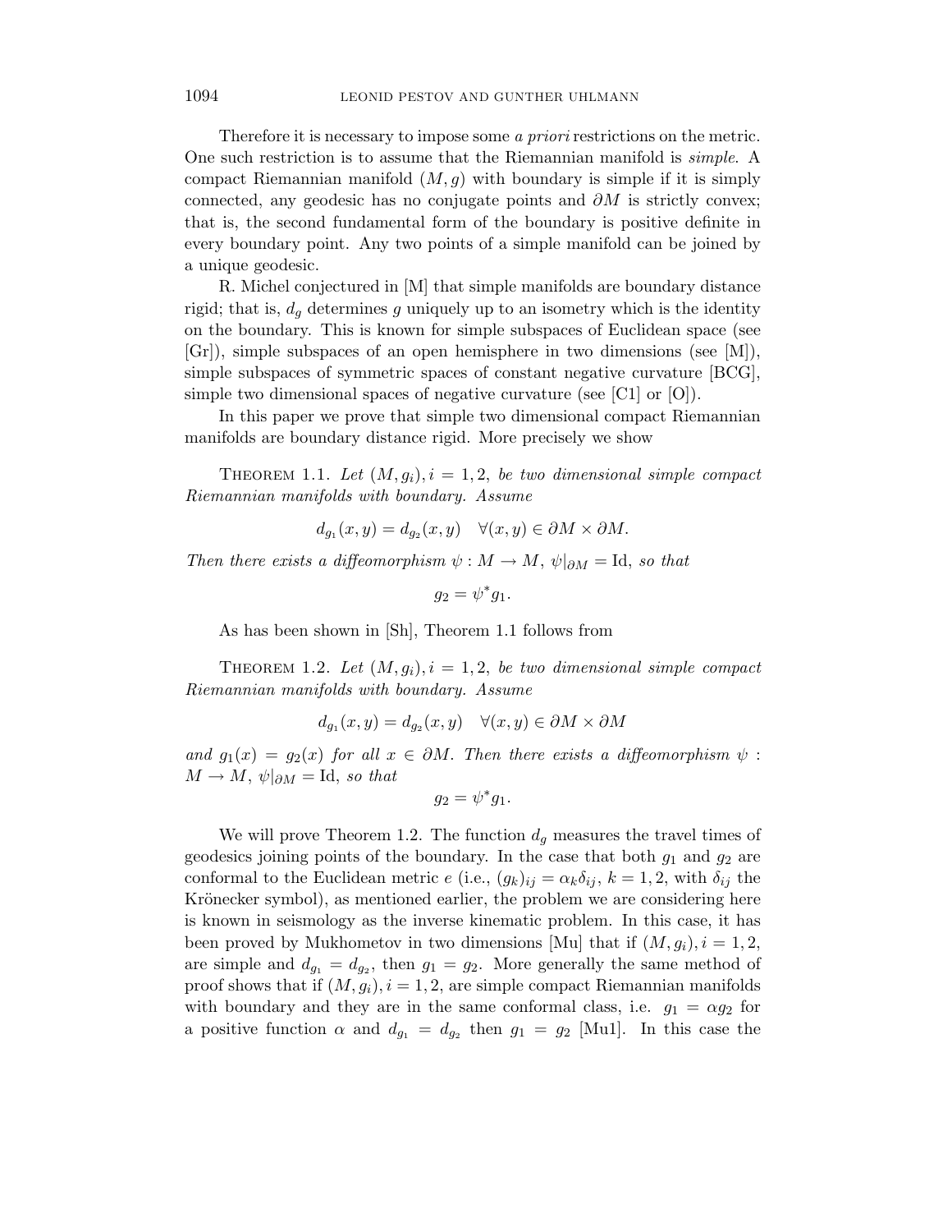Therefore it is necessary to impose some *a priori* restrictions on the metric. One such restriction is to assume that the Riemannian manifold is *simple*. A compact Riemannian manifold $(M, g)$ with boundary is simple if it is simply connected, any geodesic has no conjugate points and $\partial M$ is strictly convex; that is, the second fundamental form of the boundary is positive definite in every boundary point. Any two points of a simple manifold can be joined by a unique geodesic.

R. Michel conjectured in [M] that simple manifolds are boundary distance rigid; that is, $d_g$ determines $g$ uniquely up to an isometry which is the identity on the boundary. This is known for simple subspaces of Euclidean space (see [Gr]), simple subspaces of an open hemisphere in two dimensions (see [M]), simple subspaces of symmetric spaces of constant negative curvature [BCG], simple two dimensional spaces of negative curvature (see [C1] or [O]).

In this paper we prove that simple two dimensional compact Riemannian manifolds are boundary distance rigid. More precisely we show

Theorem 1.1. *Let $(M, g_i), i = 1, 2$, be two dimensional simple compact Riemannian manifolds with boundary. Assume*

$$d_{g_1}(x, y) = d_{g_2}(x, y) \quad \forall (x, y) \in \partial M \times \partial M.$$

*Then there exists a diffeomorphism $\psi : M \to M$, $\psi|_{\partial M} = \mathrm{Id}$, so that*

$$g_2 = \psi^* g_1.$$

As has been shown in [Sh], Theorem 1.1 follows from

Theorem 1.2. *Let $(M, g_i), i = 1, 2$, be two dimensional simple compact Riemannian manifolds with boundary. Assume*

$$d_{g_1}(x, y) = d_{g_2}(x, y) \quad \forall (x, y) \in \partial M \times \partial M$$

*and $g_1(x) = g_2(x)$ for all $x \in \partial M$. Then there exists a diffeomorphism $\psi : M \to M$, $\psi|_{\partial M} = \mathrm{Id}$, so that*

$$g_2 = \psi^* g_1.$$

We will prove Theorem 1.2. The function $d_g$ measures the travel times of geodesics joining points of the boundary. In the case that both $g_1$ and $g_2$ are conformal to the Euclidean metric $e$ (i.e., $(g_k)_{ij} = \alpha_k \delta_{ij}$, $k = 1, 2$, with $\delta_{ij}$ the Krönecker symbol), as mentioned earlier, the problem we are considering here is known in seismology as the inverse kinematic problem. In this case, it has been proved by Mukhometov in two dimensions [Mu] that if $(M, g_i), i = 1, 2$, are simple and $d_{g_1} = d_{g_2}$, then $g_1 = g_2$. More generally the same method of proof shows that if $(M, g_i), i = 1, 2$, are simple compact Riemannian manifolds with boundary and they are in the same conformal class, i.e. $g_1 = \alpha g_2$ for a positive function $\alpha$ and $d_{g_1} = d_{g_2}$ then $g_1 = g_2$ [Mu1]. In this case the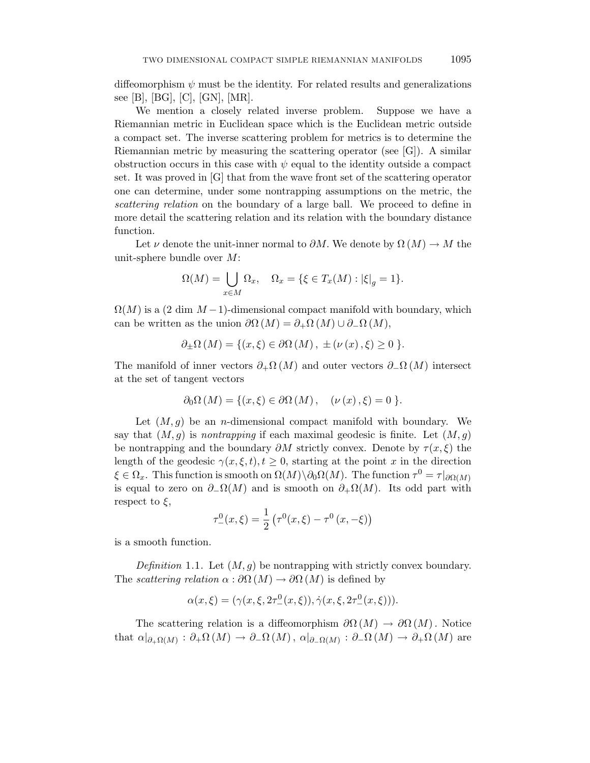diffeomorphism $\psi$ must be the identity. For related results and generalizations see [B], [BG], [C], [GN], [MR].

We mention a closely related inverse problem. Suppose we have a Riemannian metric in Euclidean space which is the Euclidean metric outside a compact set. The inverse scattering problem for metrics is to determine the Riemannian metric by measuring the scattering operator (see [G]). A similar obstruction occurs in this case with $\psi$ equal to the identity outside a compact set. It was proved in [G] that from the wave front set of the scattering operator one can determine, under some nontrapping assumptions on the metric, the *scattering relation* on the boundary of a large ball. We proceed to define in more detail the scattering relation and its relation with the boundary distance function.

Let $\nu$ denote the unit-inner normal to $\partial M$. We denote by $\Omega(M) \to M$ the unit-sphere bundle over $M$:

$$\Omega(M) = \bigcup_{x \in M} \Omega_x, \quad \Omega_x = \{\xi \in T_x(M) : |\xi|_g = 1\}.$$

$\Omega(M)$ is a $(2 \dim M - 1)$-dimensional compact manifold with boundary, which can be written as the union $\partial\Omega(M) = \partial_+\Omega(M) \cup \partial_-\Omega(M)$,

$$\partial_\pm\Omega(M) = \{(x, \xi) \in \partial\Omega(M),\ \pm(\nu(x), \xi) \geq 0\ \}.$$

The manifold of inner vectors $\partial_+\Omega(M)$ and outer vectors $\partial_-\Omega(M)$ intersect at the set of tangent vectors

$$\partial_0\Omega(M) = \{(x, \xi) \in \partial\Omega(M), \quad (\nu(x), \xi) = 0\ \}.$$

Let $(M, g)$ be an $n$-dimensional compact manifold with boundary. We say that $(M, g)$ is *nontrapping* if each maximal geodesic is finite. Let $(M, g)$ be nontrapping and the boundary $\partial M$ strictly convex. Denote by $\tau(x, \xi)$ the length of the geodesic $\gamma(x, \xi, t), t \geq 0$, starting at the point $x$ in the direction $\xi \in \Omega_x$. This function is smooth on $\Omega(M) \backslash \partial_0\Omega(M)$. The function $\tau^0 = \tau|_{\partial\Omega(M)}$ is equal to zero on $\partial_-\Omega(M)$ and is smooth on $\partial_+\Omega(M)$. Its odd part with respect to $\xi$,

$$\tau^0_-(x, \xi) = \frac{1}{2}\left(\tau^0(x, \xi) - \tau^0(x, -\xi)\right)$$

is a smooth function.

*Definition* 1.1. Let $(M, g)$ be nontrapping with strictly convex boundary. The *scattering relation* $\alpha : \partial\Omega(M) \to \partial\Omega(M)$ is defined by

$$\alpha(x, \xi) = (\gamma(x, \xi, 2\tau^0_-(x, \xi)), \dot{\gamma}(x, \xi, 2\tau^0_-(x, \xi))).$$

The scattering relation is a diffeomorphism $\partial\Omega(M) \to \partial\Omega(M)$. Notice that $\alpha|_{\partial_+\Omega(M)} : \partial_+\Omega(M) \to \partial_-\Omega(M)$, $\alpha|_{\partial_-\Omega(M)} : \partial_-\Omega(M) \to \partial_+\Omega(M)$ are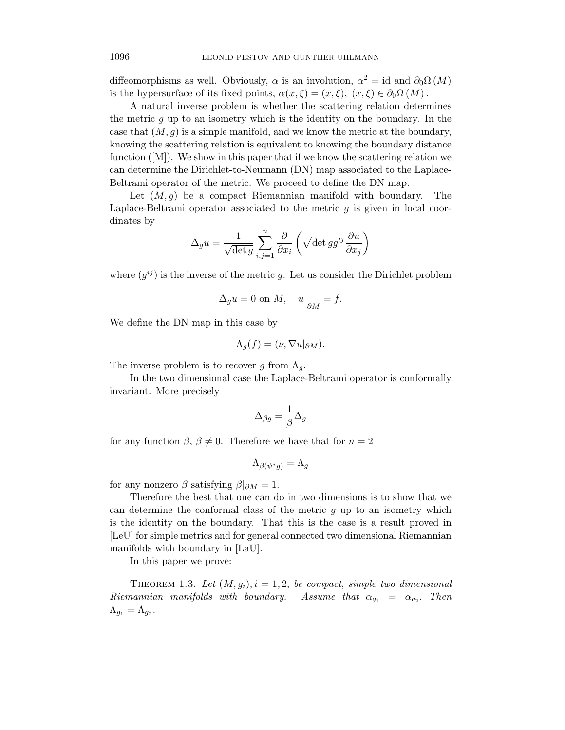diffeomorphisms as well. Obviously, $\alpha$ is an involution, $\alpha^2 = \text{id}$ and $\partial_0 \Omega(M)$ is the hypersurface of its fixed points, $\alpha(x,\xi) = (x,\xi),\ (x,\xi) \in \partial_0\Omega(M)$.

A natural inverse problem is whether the scattering relation determines the metric $g$ up to an isometry which is the identity on the boundary. In the case that $(M,g)$ is a simple manifold, and we know the metric at the boundary, knowing the scattering relation is equivalent to knowing the boundary distance function ([M]). We show in this paper that if we know the scattering relation we can determine the Dirichlet-to-Neumann (DN) map associated to the Laplace-Beltrami operator of the metric. We proceed to define the DN map.

Let $(M,g)$ be a compact Riemannian manifold with boundary. The Laplace-Beltrami operator associated to the metric $g$ is given in local coordinates by

$$\Delta_g u = \frac{1}{\sqrt{\det g}} \sum_{i,j=1}^{n} \frac{\partial}{\partial x_i}\left(\sqrt{\det g} g^{ij} \frac{\partial u}{\partial x_j}\right)$$

where $(g^{ij})$ is the inverse of the metric $g$. Let us consider the Dirichlet problem

$$\Delta_g u = 0 \text{ on } M, \quad u\Big|_{\partial M} = f.$$

We define the DN map in this case by

$$\Lambda_g(f) = (\nu, \nabla u|_{\partial M}).$$

The inverse problem is to recover $g$ from $\Lambda_g$.

In the two dimensional case the Laplace-Beltrami operator is conformally invariant. More precisely

$$\Delta_{\beta g} = \frac{1}{\beta}\Delta_g$$

for any function $\beta$, $\beta \neq 0$. Therefore we have that for $n = 2$

$$\Lambda_{\beta(\psi^* g)} = \Lambda_g$$

for any nonzero $\beta$ satisfying $\beta|_{\partial M} = 1$.

Therefore the best that one can do in two dimensions is to show that we can determine the conformal class of the metric $g$ up to an isometry which is the identity on the boundary. That this is the case is a result proved in [LeU] for simple metrics and for general connected two dimensional Riemannian manifolds with boundary in [LaU].

In this paper we prove:

Theorem 1.3. *Let $(M, g_i), i = 1, 2$, be compact, simple two dimensional Riemannian manifolds with boundary. Assume that $\alpha_{g_1} = \alpha_{g_2}$. Then $\Lambda_{g_1} = \Lambda_{g_2}$.*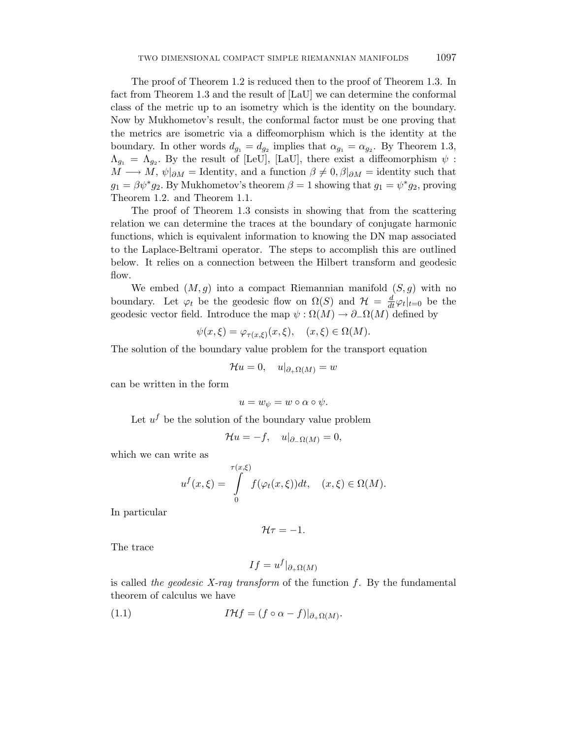The proof of Theorem 1.2 is reduced then to the proof of Theorem 1.3. In fact from Theorem 1.3 and the result of [LaU] we can determine the conformal class of the metric up to an isometry which is the identity on the boundary. Now by Mukhometov's result, the conformal factor must be one proving that the metrics are isometric via a diffeomorphism which is the identity at the boundary. In other words $d_{g_1} = d_{g_2}$ implies that $\alpha_{g_1} = \alpha_{g_2}$. By Theorem 1.3, $\Lambda_{g_1} = \Lambda_{g_2}$. By the result of [LeU], [LaU], there exist a diffeomorphism $\psi : M \longrightarrow M$, $\psi|_{\partial M} = \text{Identity}$, and a function $\beta \neq 0, \beta|_{\partial M} = \text{identity}$ such that $g_1 = \beta \psi^* g_2$. By Mukhometov's theorem $\beta = 1$ showing that $g_1 = \psi^* g_2$, proving Theorem 1.2. and Theorem 1.1.

The proof of Theorem 1.3 consists in showing that from the scattering relation we can determine the traces at the boundary of conjugate harmonic functions, which is equivalent information to knowing the DN map associated to the Laplace-Beltrami operator. The steps to accomplish this are outlined below. It relies on a connection between the Hilbert transform and geodesic flow.

We embed $(M, g)$ into a compact Riemannian manifold $(S, g)$ with no boundary. Let $\varphi_t$ be the geodesic flow on $\Omega(S)$ and $\mathcal{H} = \frac{d}{dt}\varphi_t|_{t=0}$ be the geodesic vector field. Introduce the map $\psi : \Omega(M) \to \partial_-\Omega(M)$ defined by

$$\psi(x, \xi) = \varphi_{\tau(x,\xi)}(x, \xi), \quad (x, \xi) \in \Omega(M).$$

The solution of the boundary value problem for the transport equation

$$\mathcal{H}u = 0, \quad u|_{\partial_+\Omega(M)} = w$$

can be written in the form

$$u = w_\psi = w \circ \alpha \circ \psi.$$

Let $u^f$ be the solution of the boundary value problem

$$\mathcal{H}u = -f, \quad u|_{\partial_-\Omega(M)} = 0,$$

which we can write as

$$u^f(x, \xi) = \int_0^{\tau(x,\xi)} f(\varphi_t(x, \xi))dt, \quad (x, \xi) \in \Omega(M).$$

In particular

$$\mathcal{H}\tau = -1.$$

The trace

$$If = u^f|_{\partial_+\Omega(M)}$$

is called *the geodesic X-ray transform* of the function $f$. By the fundamental theorem of calculus we have

$$I\mathcal{H}f = (f \circ \alpha - f)|_{\partial_+\Omega(M)}. \tag{1.1}$$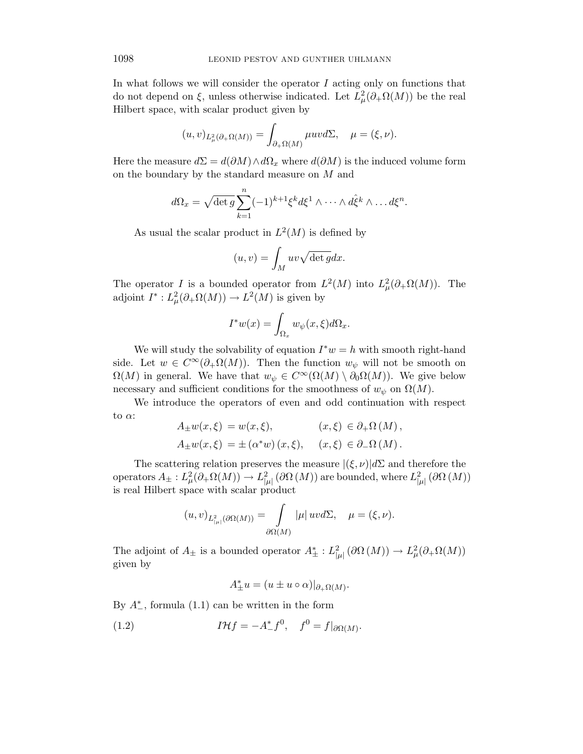In what follows we will consider the operator $I$ acting only on functions that do not depend on $\xi$, unless otherwise indicated. Let $L^2_\mu(\partial_+\Omega(M))$ be the real Hilbert space, with scalar product given by

$$(u,v)_{L^2_\mu(\partial_+\Omega(M))} = \int_{\partial_+\Omega(M)} \mu uv d\Sigma, \quad \mu = (\xi, \nu).$$

Here the measure $d\Sigma = d(\partial M) \wedge d\Omega_x$ where $d(\partial M)$ is the induced volume form on the boundary by the standard measure on $M$ and

$$d\Omega_x = \sqrt{\det g} \sum_{k=1}^{n} (-1)^{k+1} \xi^k d\xi^1 \wedge \cdots \wedge d\hat{\xi}^k \wedge \ldots d\xi^n.$$

As usual the scalar product in $L^2(M)$ is defined by

$$(u,v) = \int_M uv\sqrt{\det g} dx.$$

The operator $I$ is a bounded operator from $L^2(M)$ into $L^2_\mu(\partial_+\Omega(M))$. The adjoint $I^* : L^2_\mu(\partial_+\Omega(M)) \to L^2(M)$ is given by

$$I^* w(x) = \int_{\Omega_x} w_\psi(x,\xi) d\Omega_x.$$

We will study the solvability of equation $I^* w = h$ with smooth right-hand side. Let $w \in C^\infty(\partial_+\Omega(M))$. Then the function $w_\psi$ will not be smooth on $\Omega(M)$ in general. We have that $w_\psi \in C^\infty(\Omega(M) \setminus \partial_0\Omega(M))$. We give below necessary and sufficient conditions for the smoothness of $w_\psi$ on $\Omega(M)$.

We introduce the operators of even and odd continuation with respect to $\alpha$:

$$\begin{aligned} A_\pm w(x,\xi) &= w(x,\xi), && (x,\xi) \in \partial_+\Omega(M), \\ A_\pm w(x,\xi) &= \pm (\alpha^* w)(x,\xi), && (x,\xi) \in \partial_-\Omega(M). \end{aligned}$$

The scattering relation preserves the measure $|(\xi,\nu)| d\Sigma$ and therefore the operators $A_\pm : L^2_\mu(\partial_+\Omega(M)) \to L^2_{|\mu|}(\partial\Omega(M))$ are bounded, where $L^2_{|\mu|}(\partial\Omega(M))$ is real Hilbert space with scalar product

$$(u,v)_{L^2_{|\mu|}(\partial\Omega(M))} = \int_{\partial\Omega(M)} |\mu| \, uv d\Sigma, \quad \mu = (\xi, \nu).$$

The adjoint of $A_\pm$ is a bounded operator $A^*_\pm : L^2_{|\mu|}(\partial\Omega(M)) \to L^2_\mu(\partial_+\Omega(M))$ given by

$$A^*_\pm u = (u \pm u \circ \alpha)|_{\partial_+\Omega(M)}.$$

By $A^*_-$, formula (1.1) can be written in the form

$$I\mathcal{H}f = -A^*_- f^0, \quad f^0 = f|_{\partial\Omega(M)}. \tag{1.2}$$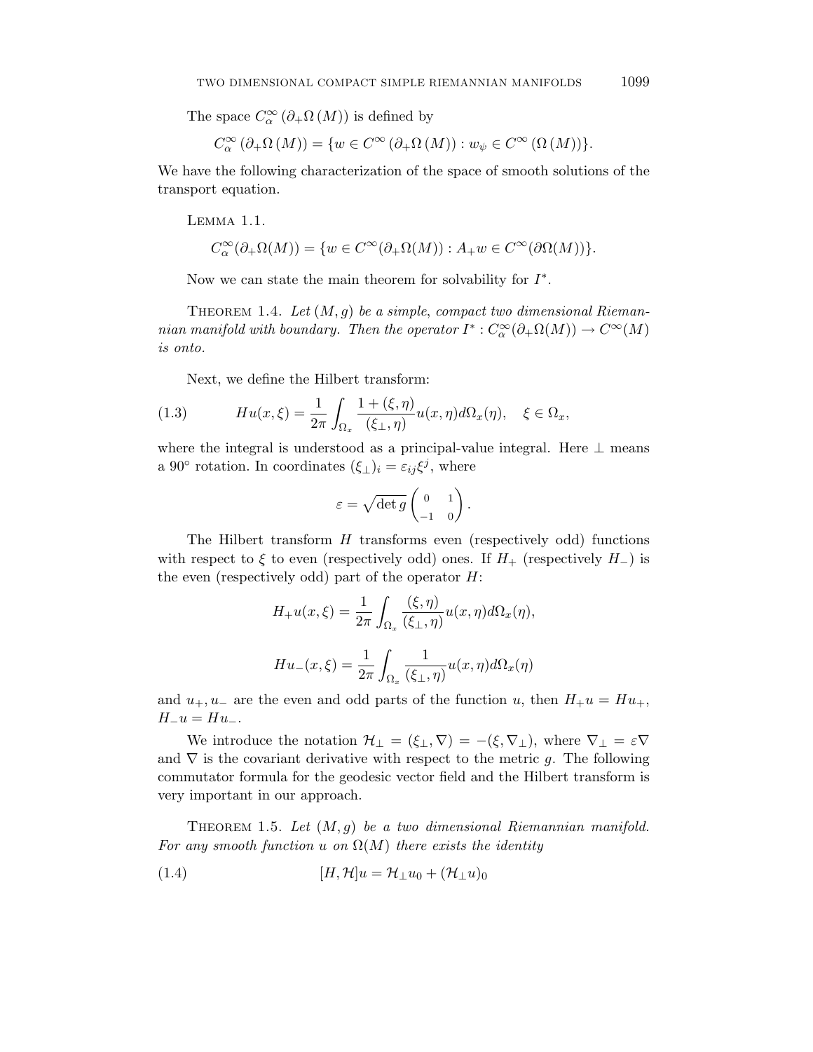The space $C_\alpha^\infty(\partial_+\Omega(M))$ is defined by

$$C_\alpha^\infty(\partial_+\Omega(M)) = \{w \in C^\infty(\partial_+\Omega(M)) : w_\psi \in C^\infty(\Omega(M))\}.$$

We have the following characterization of the space of smooth solutions of the transport equation.

Lemma 1.1.

$$C_\alpha^\infty(\partial_+\Omega(M)) = \{w \in C^\infty(\partial_+\Omega(M)) : A_+ w \in C^\infty(\partial\Omega(M))\}.$$

Now we can state the main theorem for solvability for $I^*$.

Theorem 1.4. *Let $(M, g)$ be a simple, compact two dimensional Riemannian manifold with boundary. Then the operator $I^* : C_\alpha^\infty(\partial_+\Omega(M)) \to C^\infty(M)$ is onto.*

Next, we define the Hilbert transform:

$$Hu(x,\xi) = \frac{1}{2\pi}\int_{\Omega_x} \frac{1 + (\xi,\eta)}{(\xi_\perp,\eta)} u(x,\eta)\, d\Omega_x(\eta), \quad \xi \in \Omega_x, \tag{1.3}$$

where the integral is understood as a principal-value integral. Here $\perp$ means a $90^\circ$ rotation. In coordinates $(\xi_\perp)_i = \varepsilon_{ij}\xi^j$, where

$$\varepsilon = \sqrt{\det g}\begin{pmatrix} 0 & 1 \\ -1 & 0 \end{pmatrix}.$$

The Hilbert transform $H$ transforms even (respectively odd) functions with respect to $\xi$ to even (respectively odd) ones. If $H_+$ (respectively $H_-$) is the even (respectively odd) part of the operator $H$:

$$H_+ u(x,\xi) = \frac{1}{2\pi}\int_{\Omega_x} \frac{(\xi,\eta)}{(\xi_\perp,\eta)} u(x,\eta)\, d\Omega_x(\eta),$$

$$Hu_-(x,\xi) = \frac{1}{2\pi}\int_{\Omega_x} \frac{1}{(\xi_\perp,\eta)} u(x,\eta)\, d\Omega_x(\eta)$$

and $u_+, u_-$ are the even and odd parts of the function $u$, then $H_+ u = Hu_+$, $H_- u = Hu_-$.

We introduce the notation $\mathcal{H}_\perp = (\xi_\perp, \nabla) = -(\xi, \nabla_\perp)$, where $\nabla_\perp = \varepsilon\nabla$ and $\nabla$ is the covariant derivative with respect to the metric $g$. The following commutator formula for the geodesic vector field and the Hilbert transform is very important in our approach.

Theorem 1.5. *Let $(M, g)$ be a two dimensional Riemannian manifold. For any smooth function $u$ on $\Omega(M)$ there exists the identity*

$$[H, \mathcal{H}]u = \mathcal{H}_\perp u_0 + (\mathcal{H}_\perp u)_0 \tag{1.4}$$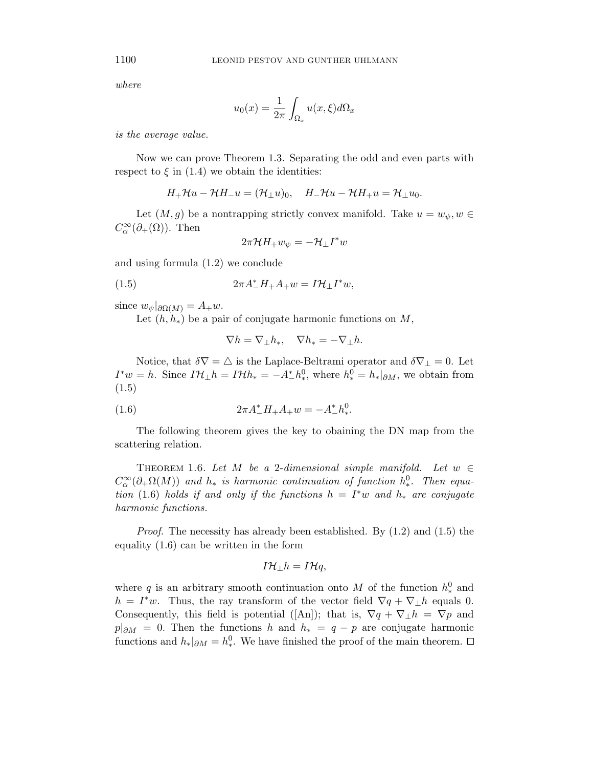*where*

$$u_0(x) = \frac{1}{2\pi} \int_{\Omega_x} u(x,\xi) d\Omega_x$$

*is the average value.*

Now we can prove Theorem 1.3. Separating the odd and even parts with respect to $\xi$ in (1.4) we obtain the identities:

$$H_+ \mathcal{H} u - \mathcal{H} H_- u = (\mathcal{H}_\perp u)_0, \quad H_- \mathcal{H} u - \mathcal{H} H_+ u = \mathcal{H}_\perp u_0.$$

Let $(M,g)$ be a nontrapping strictly convex manifold. Take $u = w_\psi, w \in C^\infty_\alpha(\partial_+(\Omega))$. Then

$$2\pi \mathcal{H} H_+ w_\psi = -\mathcal{H}_\perp I^* w$$

and using formula (1.2) we conclude

$$2\pi A_-^* H_+ A_+ w = I \mathcal{H}_\perp I^* w, \tag{1.5}$$

since $w_\psi|_{\partial\Omega(M)} = A_+ w$.

Let $(h, h_*)$ be a pair of conjugate harmonic functions on $M$,

$$\nabla h = \nabla_\perp h_*, \quad \nabla h_* = -\nabla_\perp h.$$

Notice, that $\delta \nabla = \triangle$ is the Laplace-Beltrami operator and $\delta \nabla_\perp = 0$. Let $I^* w = h$. Since $I\mathcal{H}_\perp h = I\mathcal{H} h_* = -A_-^* h_*^0$, where $h_*^0 = h_*|_{\partial M}$, we obtain from (1.5)

$$2\pi A_-^* H_+ A_+ w = -A_-^* h_*^0. \tag{1.6}$$

The following theorem gives the key to obaining the DN map from the scattering relation.

Theorem 1.6. *Let $M$ be a 2-dimensional simple manifold. Let $w \in C^\infty_\alpha(\partial_+\Omega(M))$ and $h_*$ is harmonic continuation of function $h_*^0$. Then equation* (1.6) *holds if and only if the functions $h = I^* w$ and $h_*$ are conjugate harmonic functions.*

*Proof.* The necessity has already been established. By (1.2) and (1.5) the equality (1.6) can be written in the form

$$I\mathcal{H}_\perp h = I\mathcal{H} q,$$

where $q$ is an arbitrary smooth continuation onto $M$ of the function $h_*^0$ and $h = I^* w$. Thus, the ray transform of the vector field $\nabla q + \nabla_\perp h$ equals 0. Consequently, this field is potential ([An]); that is, $\nabla q + \nabla_\perp h = \nabla p$ and $p|_{\partial M} = 0$. Then the functions $h$ and $h_* = q - p$ are conjugate harmonic functions and $h_*|_{\partial M} = h_*^0$. We have finished the proof of the main theorem. $\square$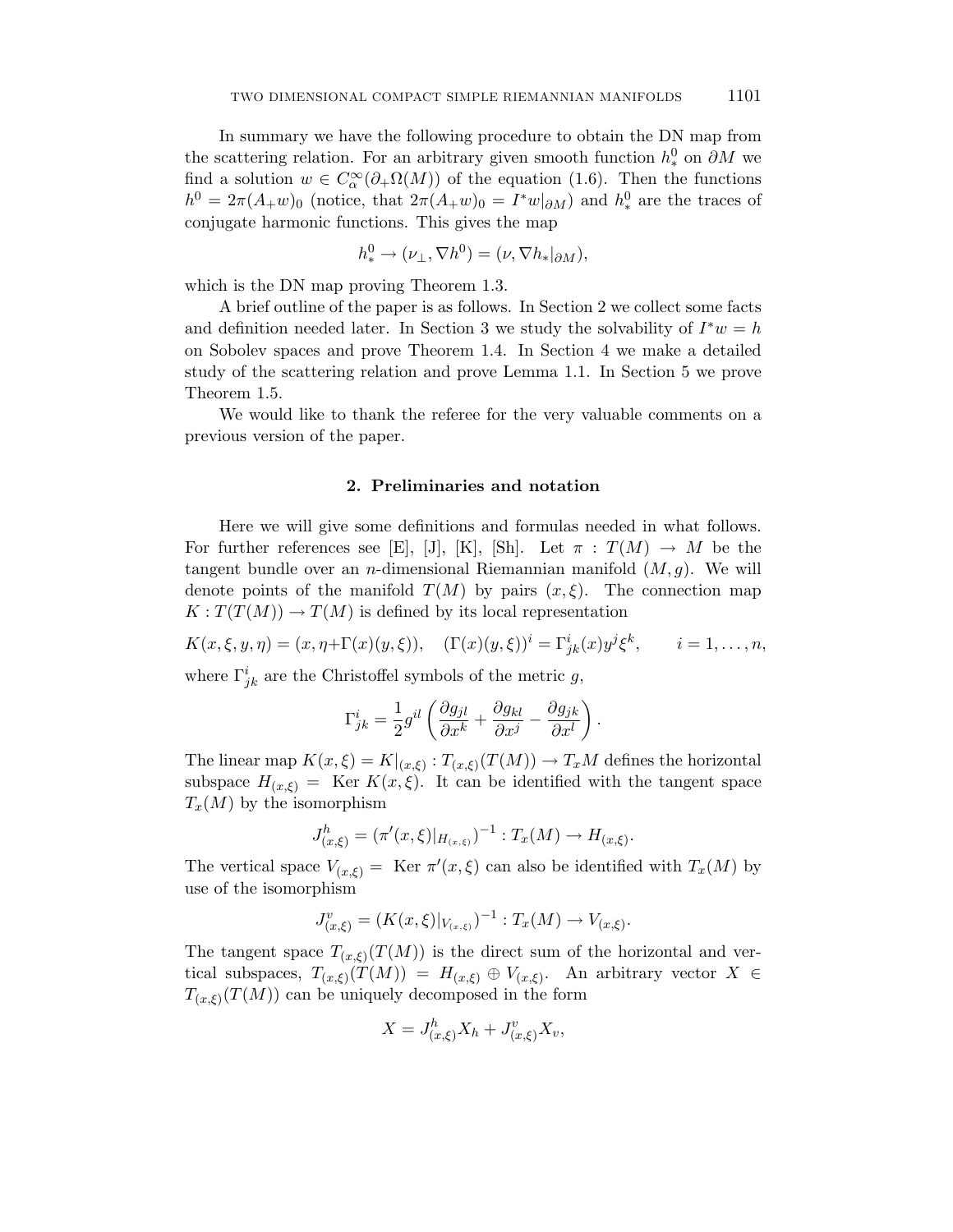In summary we have the following procedure to obtain the DN map from the scattering relation. For an arbitrary given smooth function $h_*^0$ on $\partial M$ we find a solution $w \in C_\alpha^\infty(\partial_+\Omega(M))$ of the equation (1.6). Then the functions $h^0 = 2\pi(A_+ w)_0$ (notice, that $2\pi(A_+w)_0 = I^* w|_{\partial M}$) and $h_*^0$ are the traces of conjugate harmonic functions. This gives the map

$$h_*^0 \to (\nu_\perp, \nabla h^0) = (\nu, \nabla h_*|_{\partial M}),$$

which is the DN map proving Theorem 1.3.

A brief outline of the paper is as follows. In Section 2 we collect some facts and definition needed later. In Section 3 we study the solvability of $I^* w = h$ on Sobolev spaces and prove Theorem 1.4. In Section 4 we make a detailed study of the scattering relation and prove Lemma 1.1. In Section 5 we prove Theorem 1.5.

We would like to thank the referee for the very valuable comments on a previous version of the paper.

## 2. Preliminaries and notation

Here we will give some definitions and formulas needed in what follows. For further references see [E], [J], [K], [Sh]. Let $\pi : T(M) \to M$ be the tangent bundle over an $n$-dimensional Riemannian manifold $(M, g)$. We will denote points of the manifold $T(M)$ by pairs $(x, \xi)$. The connection map $K : T(T(M)) \to T(M)$ is defined by its local representation

$$K(x, \xi, y, \eta) = (x, \eta + \Gamma(x)(y, \xi)), \quad (\Gamma(x)(y, \xi))^i = \Gamma^i_{jk}(x) y^j \xi^k, \qquad i = 1, \ldots, n,$$

where $\Gamma^i_{jk}$ are the Christoffel symbols of the metric $g$,

$$\Gamma^i_{jk} = \frac{1}{2} g^{il} \left( \frac{\partial g_{jl}}{\partial x^k} + \frac{\partial g_{kl}}{\partial x^j} - \frac{\partial g_{jk}}{\partial x^l} \right).$$

The linear map $K(x,\xi) = K|_{(x,\xi)} : T_{(x,\xi)}(T(M)) \to T_x M$ defines the horizontal subspace $H_{(x,\xi)} =$ Ker $K(x, \xi)$. It can be identified with the tangent space $T_x(M)$ by the isomorphism

$$J^h_{(x,\xi)} = (\pi'(x,\xi)|_{H_{(x,\xi)}})^{-1} : T_x(M) \to H_{(x,\xi)}.$$

The vertical space $V_{(x,\xi)} =$ Ker $\pi'(x,\xi)$ can also be identified with $T_x(M)$ by use of the isomorphism

$$J^v_{(x,\xi)} = (K(x,\xi)|_{V_{(x,\xi)}})^{-1} : T_x(M) \to V_{(x,\xi)}.$$

The tangent space $T_{(x,\xi)}(T(M))$ is the direct sum of the horizontal and vertical subspaces, $T_{(x,\xi)}(T(M)) = H_{(x,\xi)} \oplus V_{(x,\xi)}$. An arbitrary vector $X \in T_{(x,\xi)}(T(M))$ can be uniquely decomposed in the form

$$X = J^h_{(x,\xi)} X_h + J^v_{(x,\xi)} X_v,$$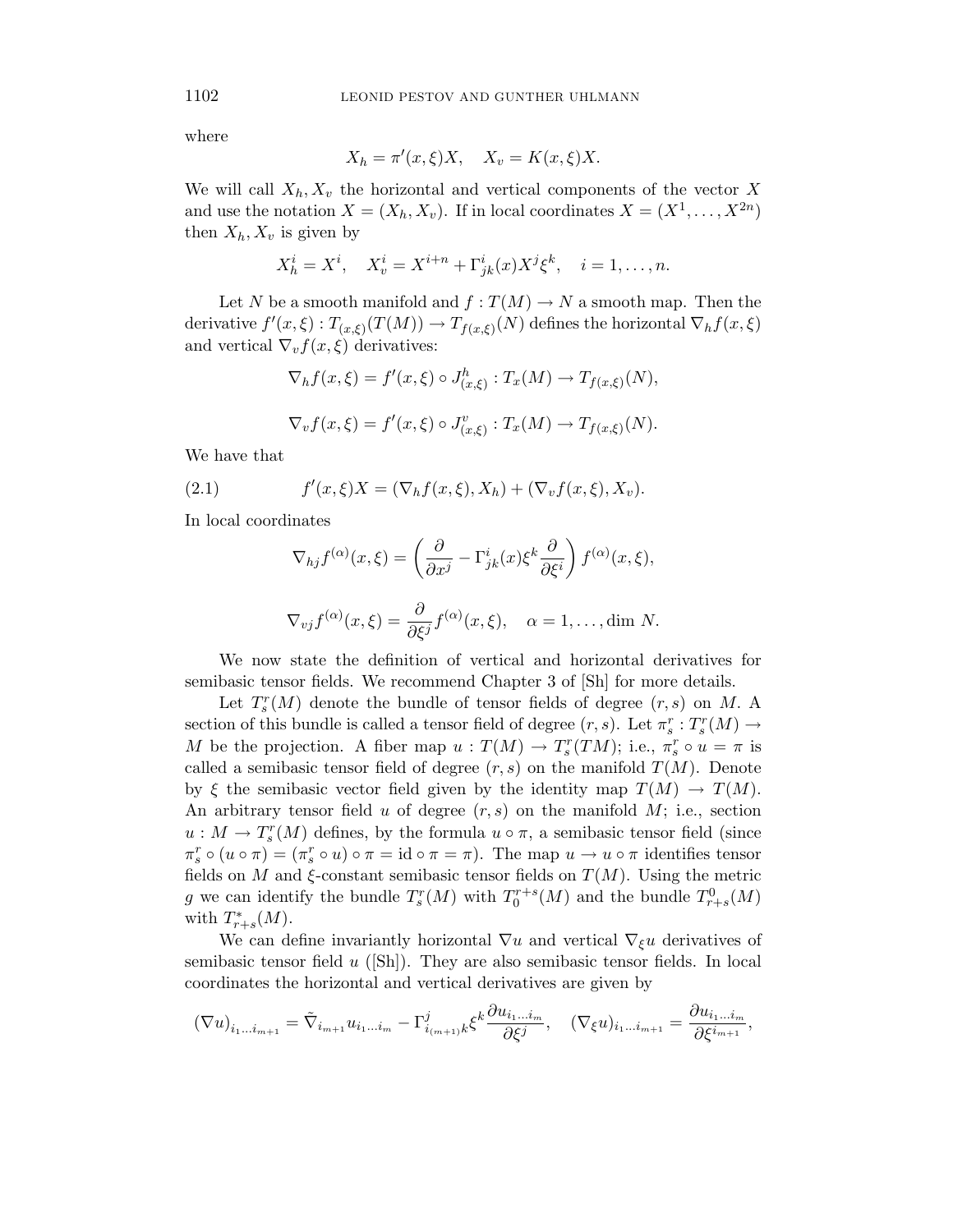where

$$X_h = \pi'(x,\xi)X, \quad X_v = K(x,\xi)X.$$

We will call $X_h, X_v$ the horizontal and vertical components of the vector $X$ and use the notation $X = (X_h, X_v)$. If in local coordinates $X = (X^1, \ldots, X^{2n})$ then $X_h, X_v$ is given by

$$X_h^i = X^i, \quad X_v^i = X^{i+n} + \Gamma^i_{jk}(x)X^j\xi^k, \quad i = 1, \ldots, n.$$

Let $N$ be a smooth manifold and $f : T(M) \to N$ a smooth map. Then the derivative $f'(x,\xi) : T_{(x,\xi)}(T(M)) \to T_{f(x,\xi)}(N)$ defines the horizontal $\nabla_h f(x,\xi)$ and vertical $\nabla_v f(x,\xi)$ derivatives:

$$\nabla_h f(x,\xi) = f'(x,\xi) \circ J^h_{(x,\xi)} : T_x(M) \to T_{f(x,\xi)}(N),$$

$$\nabla_v f(x,\xi) = f'(x,\xi) \circ J^v_{(x,\xi)} : T_x(M) \to T_{f(x,\xi)}(N).$$

We have that

$$f'(x,\xi)X = (\nabla_h f(x,\xi), X_h) + (\nabla_v f(x,\xi), X_v). \tag{2.1}$$

In local coordinates

$$\nabla_{hj} f^{(\alpha)}(x,\xi) = \left(\frac{\partial}{\partial x^j} - \Gamma^i_{jk}(x)\xi^k \frac{\partial}{\partial \xi^i}\right) f^{(\alpha)}(x,\xi),$$

$$\nabla_{vj} f^{(\alpha)}(x,\xi) = \frac{\partial}{\partial \xi^j} f^{(\alpha)}(x,\xi), \quad \alpha = 1, \ldots, \dim N.$$

We now state the definition of vertical and horizontal derivatives for semibasic tensor fields. We recommend Chapter 3 of [Sh] for more details.

Let $T^r_s(M)$ denote the bundle of tensor fields of degree $(r,s)$ on $M$. A section of this bundle is called a tensor field of degree $(r,s)$. Let $\pi^r_s : T^r_s(M) \to M$ be the projection. A fiber map $u : T(M) \to T^r_s(TM)$; i.e., $\pi^r_s \circ u = \pi$ is called a semibasic tensor field of degree $(r,s)$ on the manifold $T(M)$. Denote by $\xi$ the semibasic vector field given by the identity map $T(M) \to T(M)$. An arbitrary tensor field $u$ of degree $(r,s)$ on the manifold $M$; i.e., section $u : M \to T^r_s(M)$ defines, by the formula $u \circ \pi$, a semibasic tensor field (since $\pi^r_s \circ (u \circ \pi) = (\pi^r_s \circ u) \circ \pi = \mathrm{id} \circ \pi = \pi$). The map $u \to u \circ \pi$ identifies tensor fields on $M$ and $\xi$-constant semibasic tensor fields on $T(M)$. Using the metric $g$ we can identify the bundle $T^r_s(M)$ with $T^{r+s}_0(M)$ and the bundle $T^0_{r+s}(M)$ with $T^*_{r+s}(M)$.

We can define invariantly horizontal $\nabla u$ and vertical $\nabla_\xi u$ derivatives of semibasic tensor field $u$ ([Sh]). They are also semibasic tensor fields. In local coordinates the horizontal and vertical derivatives are given by

$$(\nabla u)_{i_1 \ldots i_{m+1}} = \tilde{\nabla}_{i_{m+1}} u_{i_1 \ldots i_m} - \Gamma^j_{i_{(m+1)}k}\xi^k \frac{\partial u_{i_1 \ldots i_m}}{\partial \xi^j}, \quad (\nabla_\xi u)_{i_1 \ldots i_{m+1}} = \frac{\partial u_{i_1 \ldots i_m}}{\partial \xi^{i_{m+1}}},$$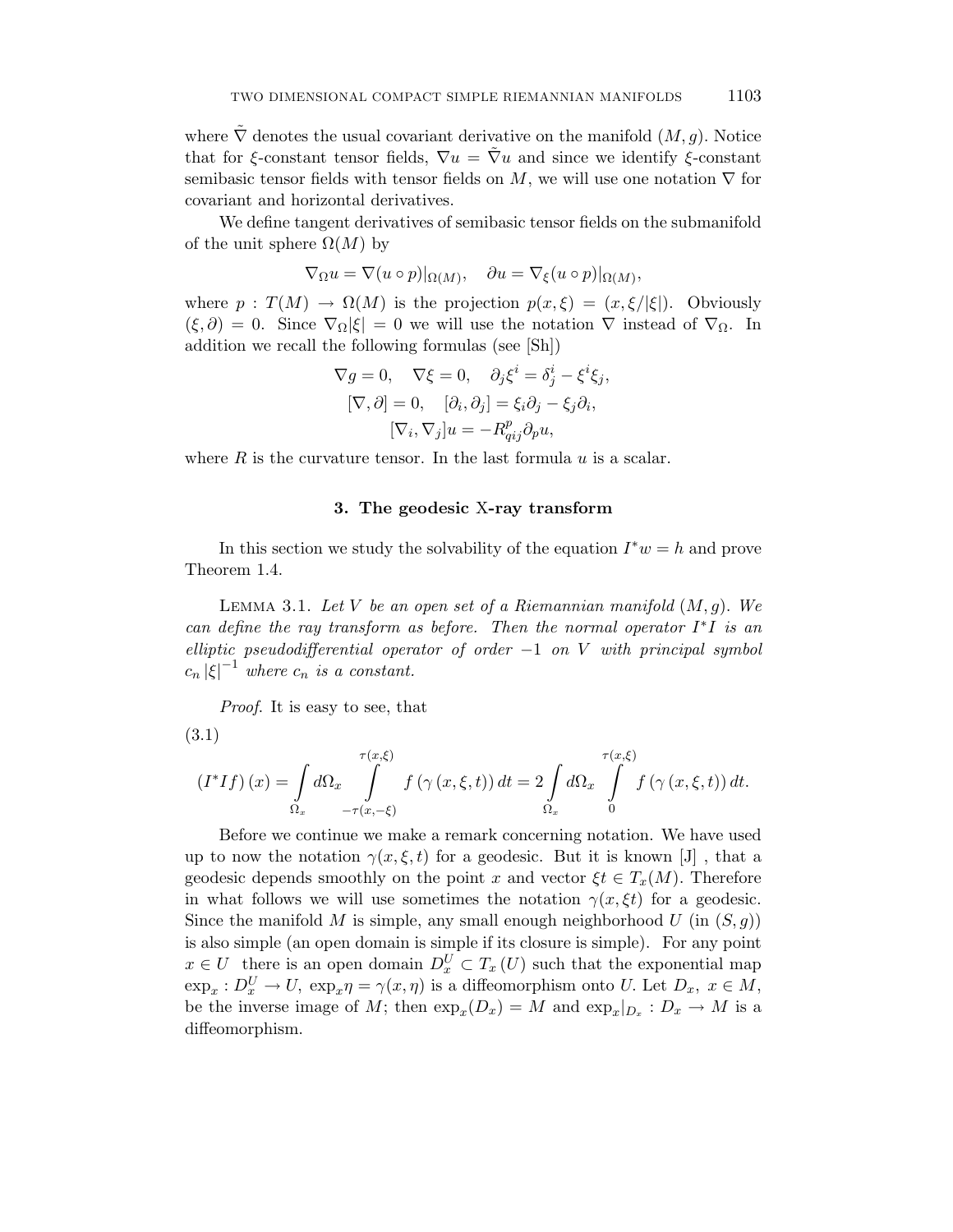where $\tilde{\nabla}$ denotes the usual covariant derivative on the manifold $(M, g)$. Notice that for $\xi$-constant tensor fields, $\nabla u = \tilde{\nabla} u$ and since we identify $\xi$-constant semibasic tensor fields with tensor fields on $M$, we will use one notation $\nabla$ for covariant and horizontal derivatives.

We define tangent derivatives of semibasic tensor fields on the submanifold of the unit sphere $\Omega(M)$ by

$$\nabla_\Omega u = \nabla(u \circ p)|_{\Omega(M)}, \quad \partial u = \nabla_\xi (u \circ p)|_{\Omega(M)},$$

where $p : T(M) \to \Omega(M)$ is the projection $p(x, \xi) = (x, \xi/|\xi|)$. Obviously $(\xi, \partial) = 0$. Since $\nabla_\Omega |\xi| = 0$ we will use the notation $\nabla$ instead of $\nabla_\Omega$. In addition we recall the following formulas (see [Sh])

$$\nabla g = 0, \quad \nabla \xi = 0, \quad \partial_j \xi^i = \delta^i_j - \xi^i \xi_j,$$
$$[\nabla, \partial] = 0, \quad [\partial_i, \partial_j] = \xi_i \partial_j - \xi_j \partial_i,$$
$$[\nabla_i, \nabla_j] u = -R^p_{qij} \partial_p u,$$

where $R$ is the curvature tensor. In the last formula $u$ is a scalar.

## 3. The geodesic X-ray transform

In this section we study the solvability of the equation $I^* w = h$ and prove Theorem 1.4.

Lemma 3.1. *Let $V$ be an open set of a Riemannian manifold $(M, g)$. We can define the ray transform as before. Then the normal operator $I^* I$ is an elliptic pseudodifferential operator of order $-1$ on $V$ with principal symbol $c_n |\xi|^{-1}$ where $c_n$ is a constant.*

*Proof.* It is easy to see, that

(3.1)

$$(I^* I f)(x) = \int_{\Omega_x} d\Omega_x \int_{-\tau(x,-\xi)}^{\tau(x,\xi)} f(\gamma(x, \xi, t))\, dt = 2 \int_{\Omega_x} d\Omega_x \int_0^{\tau(x,\xi)} f(\gamma(x, \xi, t))\, dt.$$

Before we continue we make a remark concerning notation. We have used up to now the notation $\gamma(x, \xi, t)$ for a geodesic. But it is known [J] , that a geodesic depends smoothly on the point $x$ and vector $\xi t \in T_x(M)$. Therefore in what follows we will use sometimes the notation $\gamma(x, \xi t)$ for a geodesic. Since the manifold $M$ is simple, any small enough neighborhood $U$ (in $(S, g)$) is also simple (an open domain is simple if its closure is simple). For any point $x \in U$ there is an open domain $D^U_x \subset T_x(U)$ such that the exponential map $\exp_x : D^U_x \to U$, $\exp_x \eta = \gamma(x, \eta)$ is a diffeomorphism onto $U$. Let $D_x$, $x \in M$, be the inverse image of $M$; then $\exp_x(D_x) = M$ and $\exp_x|_{D_x} : D_x \to M$ is a diffeomorphism.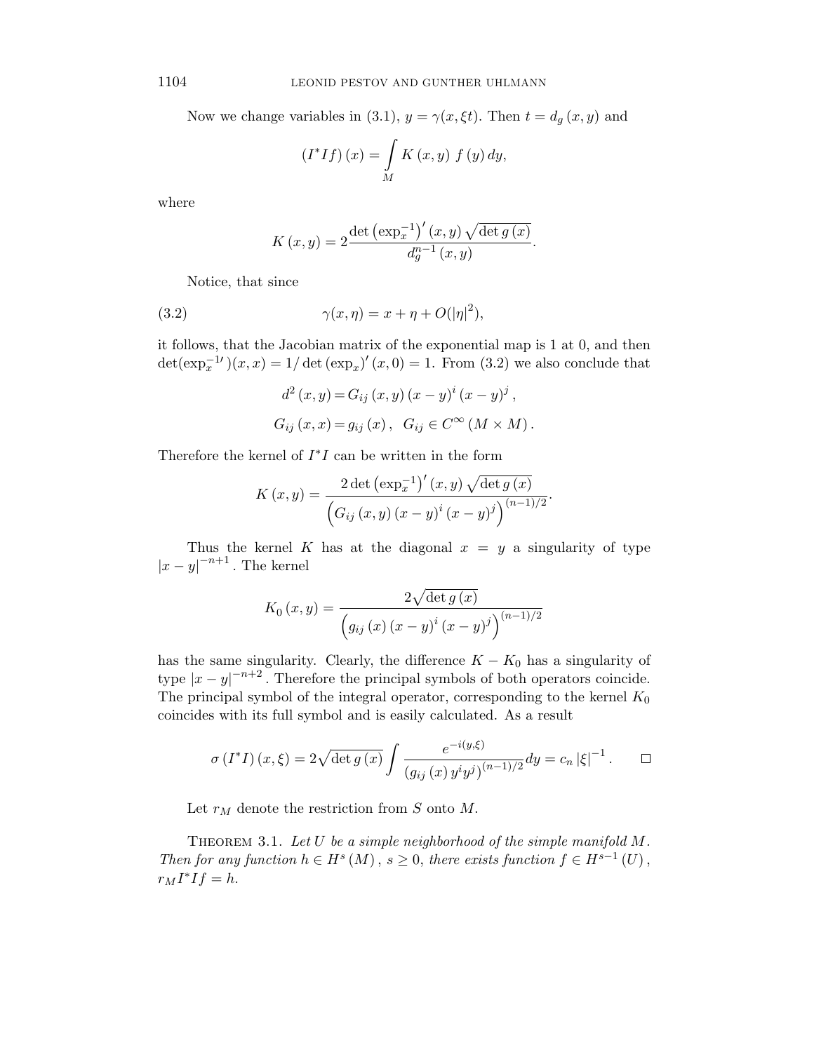Now we change variables in (3.1), $y = \gamma(x, \xi t)$. Then $t = d_g(x, y)$ and

$$(I^* I f)(x) = \int_M K(x, y)\, f(y)\, dy,$$

where

$$K(x, y) = 2 \frac{\det \left(\exp_x^{-1}\right)'(x, y) \sqrt{\det g(x)}}{d_g^{n-1}(x, y)}.$$

Notice, that since

$$\gamma(x, \eta) = x + \eta + O(|\eta|^2), \tag{3.2}$$

it follows, that the Jacobian matrix of the exponential map is 1 at 0, and then $\det(\exp_x^{-1\prime})(x, x) = 1/\det(\exp_x)'(x, 0) = 1$. From (3.2) we also conclude that

$$d^2(x, y) = G_{ij}(x, y)(x - y)^i (x - y)^j,$$

$$G_{ij}(x, x) = g_{ij}(x), \quad G_{ij} \in C^\infty(M \times M).$$

Therefore the kernel of $I^* I$ can be written in the form

$$K(x, y) = \frac{2 \det \left(\exp_x^{-1}\right)'(x, y) \sqrt{\det g(x)}}{\left(G_{ij}(x, y)(x - y)^i (x - y)^j\right)^{(n-1)/2}}.$$

Thus the kernel $K$ has at the diagonal $x = y$ a singularity of type $|x - y|^{-n+1}$. The kernel

$$K_0(x, y) = \frac{2\sqrt{\det g(x)}}{\left(g_{ij}(x)(x - y)^i (x - y)^j\right)^{(n-1)/2}}$$

has the same singularity. Clearly, the difference $K - K_0$ has a singularity of type $|x - y|^{-n+2}$. Therefore the principal symbols of both operators coincide. The principal symbol of the integral operator, corresponding to the kernel $K_0$ coincides with its full symbol and is easily calculated. As a result

$$\sigma(I^* I)(x, \xi) = 2\sqrt{\det g(x)} \int \frac{e^{-i(y, \xi)}}{\left(g_{ij}(x) y^i y^j\right)^{(n-1)/2}} dy = c_n |\xi|^{-1}. \qquad \square$$

Let $r_M$ denote the restriction from $S$ onto $M$.

**Theorem 3.1.** *Let $U$ be a simple neighborhood of the simple manifold $M$. Then for any function $h \in H^s(M)$, $s \geq 0$, there exists function $f \in H^{s-1}(U)$, $r_M I^* I f = h$.*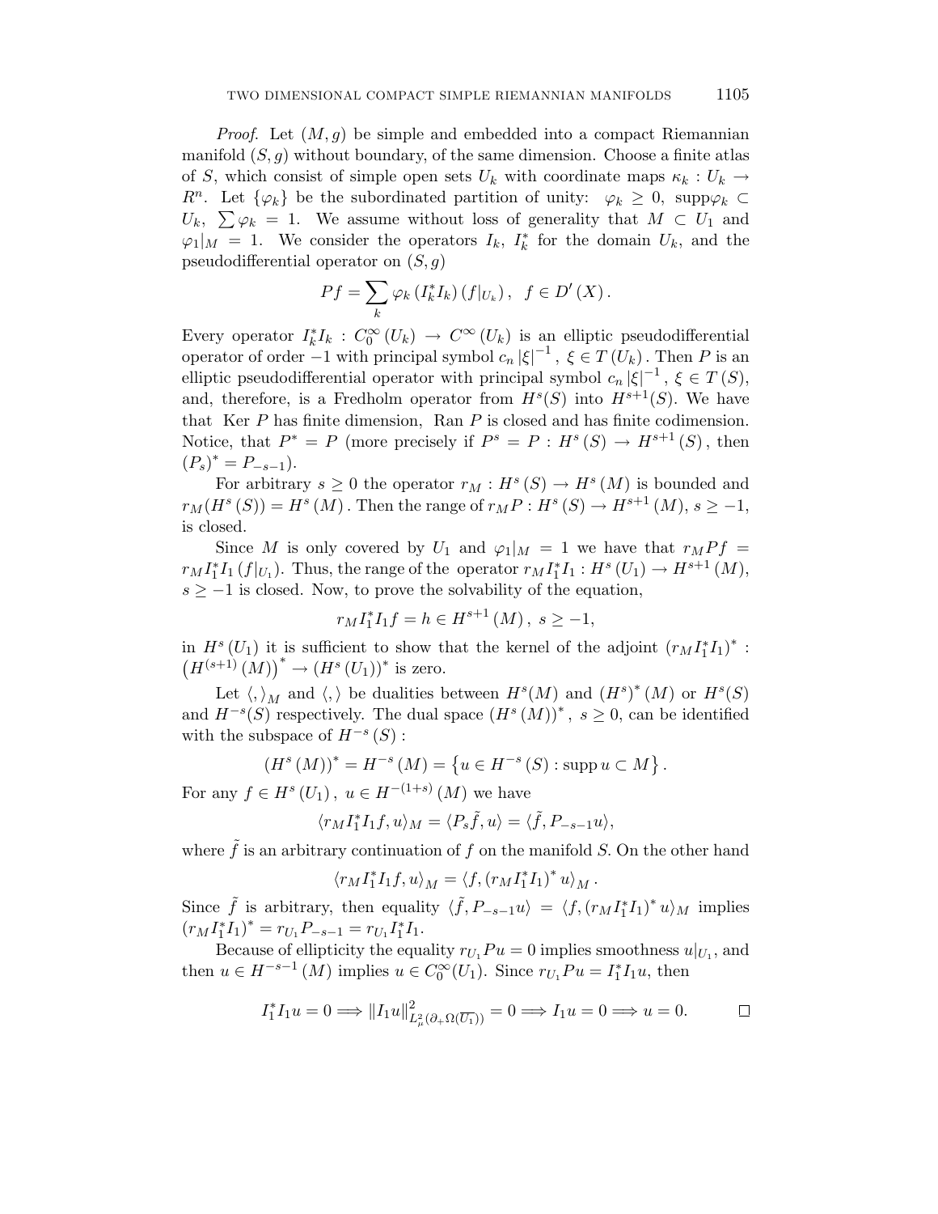*Proof.* Let $(M,g)$ be simple and embedded into a compact Riemannian manifold $(S,g)$ without boundary, of the same dimension. Choose a finite atlas of $S$, which consist of simple open sets $U_k$ with coordinate maps $\kappa_k : U_k \to R^n$. Let $\{\varphi_k\}$ be the subordinated partition of unity: $\varphi_k \geq 0$, $\text{supp}\varphi_k \subset U_k$, $\sum \varphi_k = 1$. We assume without loss of generality that $M \subset U_1$ and $\varphi_1|_M = 1$. We consider the operators $I_k$, $I_k^*$ for the domain $U_k$, and the pseudodifferential operator on $(S,g)$

$$Pf = \sum_k \varphi_k \left(I_k^* I_k\right)\left(f|_{U_k}\right), \quad f \in D'\left(X\right).$$

Every operator $I_k^* I_k : C_0^\infty\left(U_k\right) \to C^\infty\left(U_k\right)$ is an elliptic pseudodifferential operator of order $-1$ with principal symbol $c_n \left|\xi\right|^{-1}$, $\xi \in T\left(U_k\right)$. Then $P$ is an elliptic pseudodifferential operator with principal symbol $c_n \left|\xi\right|^{-1}$, $\xi \in T\left(S\right)$, and, therefore, is a Fredholm operator from $H^s(S)$ into $H^{s+1}(S)$. We have that Ker $P$ has finite dimension, Ran $P$ is closed and has finite codimension. Notice, that $P^* = P$ (more precisely if $P^s = P : H^s\left(S\right) \to H^{s+1}\left(S\right)$, then $\left(P_s\right)^* = P_{-s-1}$).

For arbitrary $s \geq 0$ the operator $r_M : H^s\left(S\right) \to H^s\left(M\right)$ is bounded and $r_M(H^s\left(S\right)) = H^s\left(M\right)$. Then the range of $r_M P : H^s\left(S\right) \to H^{s+1}\left(M\right)$, $s \geq -1$, is closed.

Since $M$ is only covered by $U_1$ and $\varphi_1|_M = 1$ we have that $r_M P f = r_M I_1^* I_1 \left(f|_{U_1}\right)$. Thus, the range of the operator $r_M I_1^* I_1 : H^s\left(U_1\right) \to H^{s+1}\left(M\right)$, $s \geq -1$ is closed. Now, to prove the solvability of the equation,

$$r_M I_1^* I_1 f = h \in H^{s+1}\left(M\right), \ s \geq -1,$$

in $H^s\left(U_1\right)$ it is sufficient to show that the kernel of the adjoint $\left(r_M I_1^* I_1\right)^* : \left(H^{(s+1)}\left(M\right)\right)^* \to \left(H^s\left(U_1\right)\right)^*$ is zero.

Let $\langle,\rangle_M$ and $\langle,\rangle$ be dualities between $H^s(M)$ and $\left(H^s\right)^*\left(M\right)$ or $H^s(S)$ and $H^{-s}(S)$ respectively. The dual space $\left(H^s\left(M\right)\right)^*$, $s \geq 0$, can be identified with the subspace of $H^{-s}\left(S\right)$:

$$\left(H^s\left(M\right)\right)^* = H^{-s}\left(M\right) = \left\{u \in H^{-s}\left(S\right) : \text{supp}\, u \subset M\right\}.$$

For any $f \in H^s\left(U_1\right)$, $u \in H^{-(1+s)}\left(M\right)$ we have

$$\langle r_M I_1^* I_1 f, u\rangle_M = \langle P_s \tilde{f}, u\rangle = \langle \tilde{f}, P_{-s-1} u\rangle,$$

where $\tilde{f}$ is an arbitrary continuation of $f$ on the manifold $S$. On the other hand

$$\langle r_M I_1^* I_1 f, u\rangle_M = \langle f, \left(r_M I_1^* I_1\right)^* u\rangle_M.$$

Since $\tilde{f}$ is arbitrary, then equality $\langle \tilde{f}, P_{-s-1} u\rangle = \langle f, \left(r_M I_1^* I_1\right)^* u\rangle_M$ implies $\left(r_M I_1^* I_1\right)^* = r_{U_1} P_{-s-1} = r_{U_1} I_1^* I_1$.

Because of ellipticity the equality $r_{U_1} P u = 0$ implies smoothness $u|_{U_1}$, and then $u \in H^{-s-1}\left(M\right)$ implies $u \in C_0^\infty(U_1)$. Since $r_{U_1} P u = I_1^* I_1 u$, then

$$I_1^* I_1 u = 0 \Longrightarrow \left\|I_1 u\right\|^2_{L^2_\mu(\partial_+ \Omega(\overline{U_1}))} = 0 \Longrightarrow I_1 u = 0 \Longrightarrow u = 0. \qquad \square$$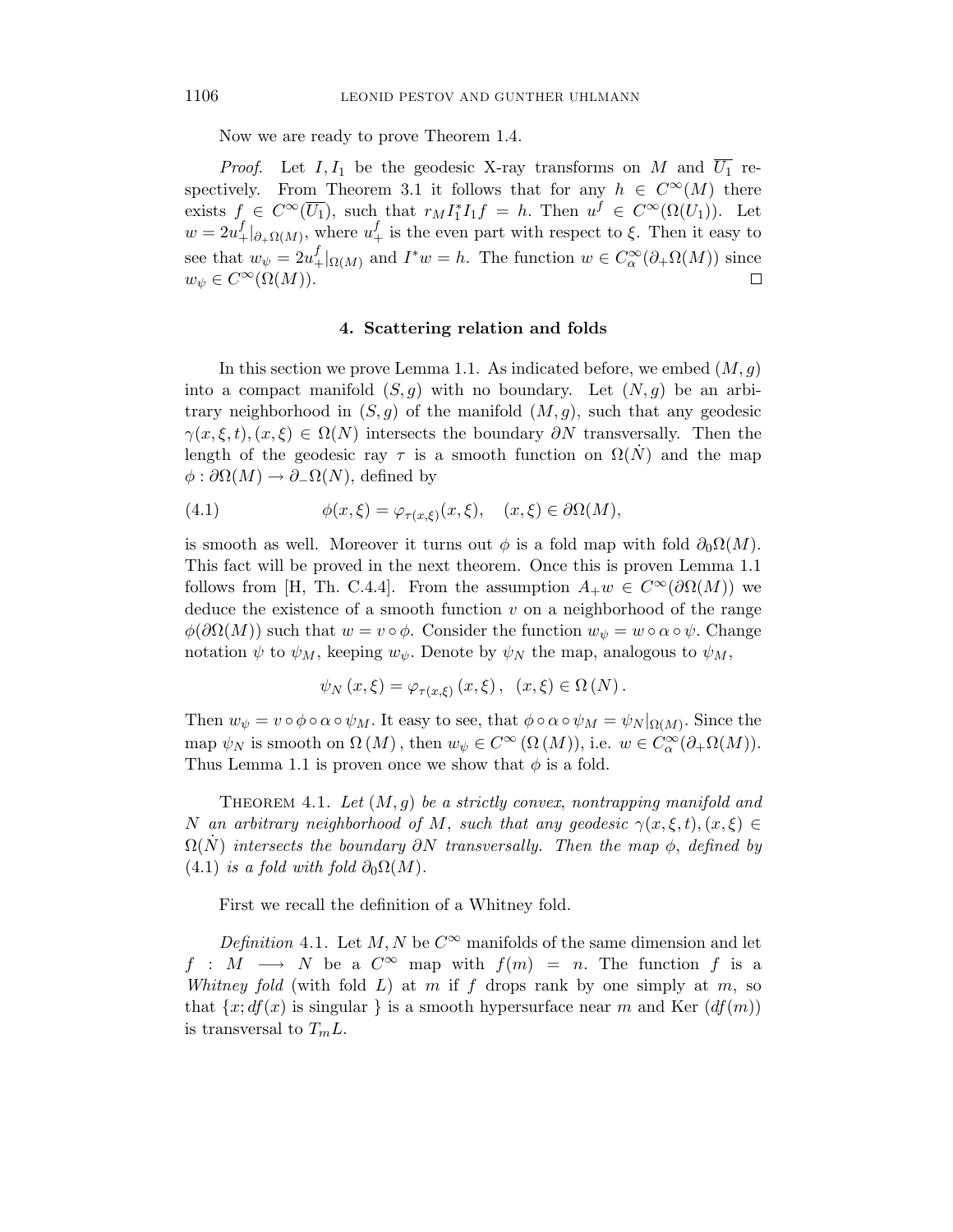Now we are ready to prove Theorem 1.4.

*Proof.* Let $I, I_1$ be the geodesic X-ray transforms on $M$ and $\overline{U_1}$ respectively. From Theorem 3.1 it follows that for any $h \in C^\infty(M)$ there exists $f \in C^\infty(\overline{U_1})$, such that $r_M I_1^* I_1 f = h$. Then $u^f \in C^\infty(\Omega(U_1))$. Let $w = 2u_+^f|_{\partial_+\Omega(M)}$, where $u_+^f$ is the even part with respect to $\xi$. Then it easy to see that $w_\psi = 2u_+^f|_{\Omega(M)}$ and $I^* w = h$. The function $w \in C_\alpha^\infty(\partial_+\Omega(M))$ since $w_\psi \in C^\infty(\Omega(M))$. $\square$

## 4. Scattering relation and folds

In this section we prove Lemma 1.1. As indicated before, we embed $(M, g)$ into a compact manifold $(S, g)$ with no boundary. Let $(N, g)$ be an arbitrary neighborhood in $(S, g)$ of the manifold $(M, g)$, such that any geodesic $\gamma(x, \xi, t), (x, \xi) \in \Omega(N)$ intersects the boundary $\partial N$ transversally. Then the length of the geodesic ray $\tau$ is a smooth function on $\Omega(\dot{N})$ and the map $\phi : \partial\Omega(M) \to \partial_-\Omega(N)$, defined by

$$\phi(x, \xi) = \varphi_{\tau(x,\xi)}(x, \xi), \quad (x, \xi) \in \partial\Omega(M), \tag{4.1}$$

is smooth as well. Moreover it turns out $\phi$ is a fold map with fold $\partial_0\Omega(M)$. This fact will be proved in the next theorem. Once this is proven Lemma 1.1 follows from [H, Th. C.4.4]. From the assumption $A_+ w \in C^\infty(\partial\Omega(M))$ we deduce the existence of a smooth function $v$ on a neighborhood of the range $\phi(\partial\Omega(M))$ such that $w = v \circ \phi$. Consider the function $w_\psi = w \circ \alpha \circ \psi$. Change notation $\psi$ to $\psi_M$, keeping $w_\psi$. Denote by $\psi_N$ the map, analogous to $\psi_M$,

$$\psi_N(x, \xi) = \varphi_{\tau(x,\xi)}(x, \xi), \quad (x, \xi) \in \Omega(N).$$

Then $w_\psi = v \circ \phi \circ \alpha \circ \psi_M$. It easy to see, that $\phi \circ \alpha \circ \psi_M = \psi_N|_{\Omega(M)}$. Since the map $\psi_N$ is smooth on $\Omega(M)$, then $w_\psi \in C^\infty(\Omega(M))$, i.e. $w \in C_\alpha^\infty(\partial_+\Omega(M))$. Thus Lemma 1.1 is proven once we show that $\phi$ is a fold.

THEOREM 4.1. *Let $(M, g)$ be a strictly convex, nontrapping manifold and $N$ an arbitrary neighborhood of $M$, such that any geodesic $\gamma(x, \xi, t), (x, \xi) \in \Omega(\dot{N})$ intersects the boundary $\partial N$ transversally. Then the map $\phi$, defined by (4.1) is a fold with fold $\partial_0\Omega(M)$.*

First we recall the definition of a Whitney fold.

*Definition* 4.1. Let $M, N$ be $C^\infty$ manifolds of the same dimension and let $f : M \longrightarrow N$ be a $C^\infty$ map with $f(m) = n$. The function $f$ is a *Whitney fold* (with fold $L$) at $m$ if $f$ drops rank by one simply at $m$, so that $\{x; df(x) \text{ is singular }\}$ is a smooth hypersurface near $m$ and Ker $(df(m))$ is transversal to $T_m L$.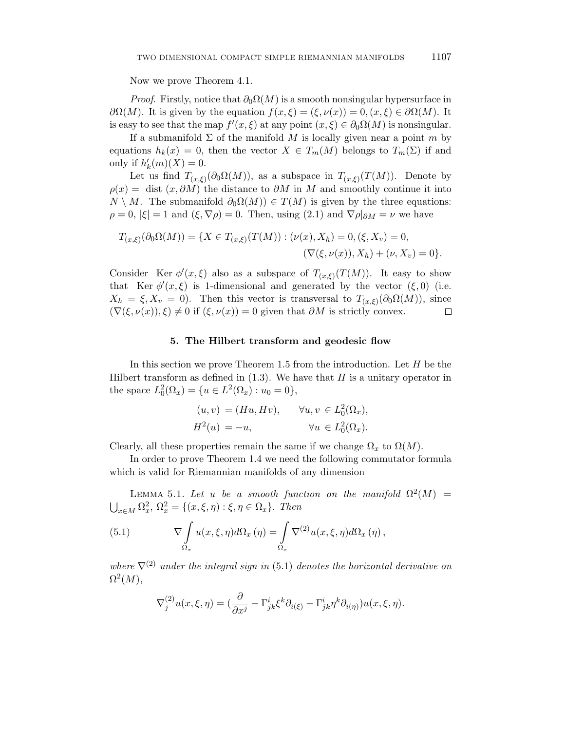Now we prove Theorem 4.1.

*Proof.* Firstly, notice that $\partial_0\Omega(M)$ is a smooth nonsingular hypersurface in $\partial\Omega(M)$. It is given by the equation $f(x,\xi) = (\xi, \nu(x)) = 0, (x,\xi) \in \partial\Omega(M)$. It is easy to see that the map $f'(x,\xi)$ at any point $(x,\xi) \in \partial_0\Omega(M)$ is nonsingular.

If a submanifold $\Sigma$ of the manifold $M$ is locally given near a point $m$ by equations $h_k(x) = 0$, then the vector $X \in T_m(M)$ belongs to $T_m(\Sigma)$ if and only if $h_k'(m)(X) = 0$.

Let us find $T_{(x,\xi)}(\partial_0\Omega(M))$, as a subspace in $T_{(x,\xi)}(T(M))$. Denote by $\rho(x) =$ dist $(x, \partial M)$ the distance to $\partial M$ in $M$ and smoothly continue it into $N \setminus M$. The submanifold $\partial_0\Omega(M)) \in T(M)$ is given by the three equations: $\rho = 0$, $|\xi| = 1$ and $(\xi, \nabla\rho) = 0$. Then, using (2.1) and $\nabla\rho|_{\partial M} = \nu$ we have

$$
\begin{aligned}
T_{(x,\xi)}(\partial_0\Omega(M)) = \{X \in T_{(x,\xi)}(T(M)) : (\nu(x), X_h) = 0, (\xi, X_v) = 0,\\
(\nabla(\xi, \nu(x)), X_h) + (\nu, X_v) = 0\}.
\end{aligned}
$$

Consider Ker $\phi'(x,\xi)$ also as a subspace of $T_{(x,\xi)}(T(M))$. It easy to show that Ker $\phi'(x,\xi)$ is 1-dimensional and generated by the vector $(\xi, 0)$ (i.e. $X_h = \xi, X_v = 0$). Then this vector is transversal to $T_{(x,\xi)}(\partial_0\Omega(M))$, since $(\nabla(\xi, \nu(x)), \xi) \neq 0$ if $(\xi, \nu(x)) = 0$ given that $\partial M$ is strictly convex. $\square$

## 5. The Hilbert transform and geodesic flow

In this section we prove Theorem 1.5 from the introduction. Let $H$ be the Hilbert transform as defined in (1.3). We have that $H$ is a unitary operator in the space $L_0^2(\Omega_x) = \{u \in L^2(\Omega_x) : u_0 = 0\}$,

$$
\begin{aligned}
(u, v) &= (Hu, Hv), &\forall u, v \in L_0^2(\Omega_x),\\
H^2(u) &= -u, &\forall u \in L_0^2(\Omega_x).
\end{aligned}
$$

Clearly, all these properties remain the same if we change $\Omega_x$ to $\Omega(M)$.

In order to prove Theorem 1.4 we need the following commutator formula which is valid for Riemannian manifolds of any dimension

Lemma 5.1. *Let $u$ be a smooth function on the manifold $\Omega^2(M) = \bigcup_{x\in M} \Omega_x^2$, $\Omega_x^2 = \{(x,\xi,\eta) : \xi, \eta \in \Omega_x\}$. Then*

$$
\nabla \int_{\Omega_x} u(x,\xi,\eta) d\Omega_x(\eta) = \int_{\Omega_x} \nabla^{(2)} u(x,\xi,\eta) d\Omega_x(\eta), \tag{5.1}
$$

*where $\nabla^{(2)}$ under the integral sign in (5.1) denotes the horizontal derivative on $\Omega^2(M)$,*

$$
\nabla_j^{(2)} u(x,\xi,\eta) = \left(\frac{\partial}{\partial x^j} - \Gamma_{jk}^i \xi^k \partial_{i(\xi)} - \Gamma_{jk}^i \eta^k \partial_{i(\eta)}\right) u(x,\xi,\eta).
$$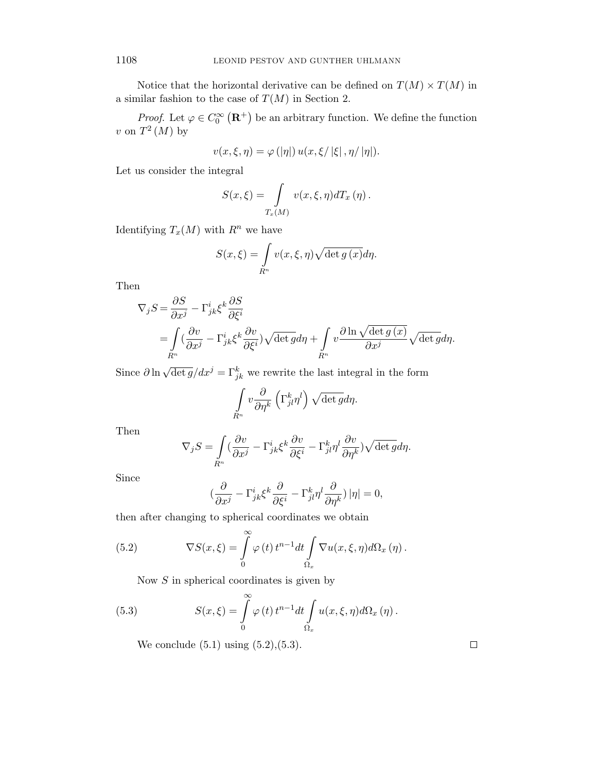Notice that the horizontal derivative can be defined on $T(M) \times T(M)$ in a similar fashion to the case of $T(M)$ in Section 2.

*Proof.* Let $\varphi \in C_0^\infty(\mathbf{R}^+)$ be an arbitrary function. We define the function $v$ on $T^2(M)$ by

$$v(x, \xi, \eta) = \varphi(|\eta|)\, u(x, \xi/|\xi|, \eta/|\eta|).$$

Let us consider the integral

$$S(x, \xi) = \int\limits_{T_x(M)} v(x, \xi, \eta) dT_x(\eta).$$

Identifying $T_x(M)$ with $R^n$ we have

$$S(x, \xi) = \int\limits_{R^n} v(x, \xi, \eta) \sqrt{\det g(x)} d\eta.$$

Then

$$\begin{aligned}
\nabla_j S &= \frac{\partial S}{\partial x^j} - \Gamma^i_{jk} \xi^k \frac{\partial S}{\partial \xi^i} \\
&= \int\limits_{R^n} \left(\frac{\partial v}{\partial x^j} - \Gamma^i_{jk} \xi^k \frac{\partial v}{\partial \xi^i}\right) \sqrt{\det g} d\eta + \int\limits_{R^n} v \frac{\partial \ln \sqrt{\det g(x)}}{\partial x^j} \sqrt{\det g} d\eta.
\end{aligned}$$

Since $\partial \ln \sqrt{\det g}/dx^j = \Gamma^k_{jk}$ we rewrite the last integral in the form

$$\int\limits_{R^n} v \frac{\partial}{\partial \eta^k} \left(\Gamma^k_{jl} \eta^l\right) \sqrt{\det g} d\eta.$$

Then

$$\nabla_j S = \int\limits_{R^n} \left(\frac{\partial v}{\partial x^j} - \Gamma^i_{jk} \xi^k \frac{\partial v}{\partial \xi^i} - \Gamma^k_{jl} \eta^l \frac{\partial v}{\partial \eta^k}\right) \sqrt{\det g} d\eta.$$

Since

$$\left(\frac{\partial}{\partial x^j} - \Gamma^i_{jk} \xi^k \frac{\partial}{\partial \xi^i} - \Gamma^k_{jl} \eta^l \frac{\partial}{\partial \eta^k}\right) |\eta| = 0,$$

then after changing to spherical coordinates we obtain

$$\nabla S(x, \xi) = \int\limits_0^\infty \varphi(t)\, t^{n-1} dt \int\limits_{\Omega_x} \nabla u(x, \xi, \eta) d\Omega_x(\eta). \tag{5.2}$$

Now $S$ in spherical coordinates is given by

$$S(x, \xi) = \int\limits_0^\infty \varphi(t)\, t^{n-1} dt \int\limits_{\Omega_x} u(x, \xi, \eta) d\Omega_x(\eta). \tag{5.3}$$

We conclude (5.1) using (5.2),(5.3). $\square$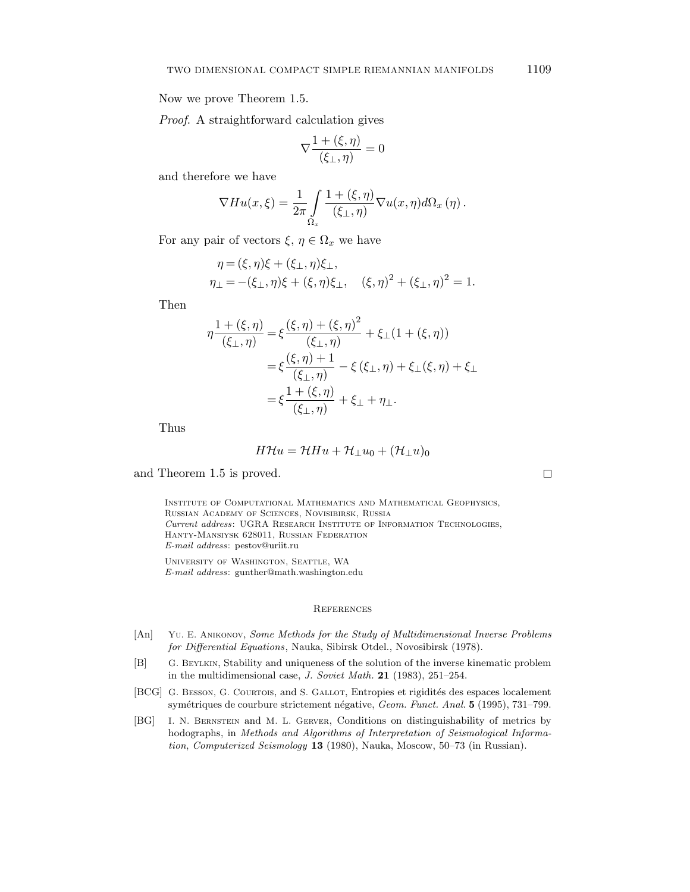Now we prove Theorem 1.5.

*Proof.* A straightforward calculation gives

$$\nabla \frac{1 + (\xi, \eta)}{(\xi_\perp, \eta)} = 0$$

and therefore we have

$$\nabla Hu(x, \xi) = \frac{1}{2\pi} \int\limits_{\Omega_x} \frac{1 + (\xi, \eta)}{(\xi_\perp, \eta)} \nabla u(x, \eta) d\Omega_x(\eta).$$

For any pair of vectors $\xi$, $\eta \in \Omega_x$ we have

$$\begin{aligned}
\eta &= (\xi, \eta)\xi + (\xi_\perp, \eta)\xi_\perp, \\
\eta_\perp &= -(\xi_\perp, \eta)\xi + (\xi, \eta)\xi_\perp, \quad (\xi, \eta)^2 + (\xi_\perp, \eta)^2 = 1.
\end{aligned}$$

Then

$$\begin{aligned}
\eta \frac{1 + (\xi, \eta)}{(\xi_\perp, \eta)} &= \xi \frac{(\xi, \eta) + (\xi, \eta)^2}{(\xi_\perp, \eta)} + \xi_\perp (1 + (\xi, \eta)) \\
&= \xi \frac{(\xi, \eta) + 1}{(\xi_\perp, \eta)} - \xi (\xi_\perp, \eta) + \xi_\perp (\xi, \eta) + \xi_\perp \\
&= \xi \frac{1 + (\xi, \eta)}{(\xi_\perp, \eta)} + \xi_\perp + \eta_\perp.
\end{aligned}$$

Thus

$$H\mathcal{H}u = \mathcal{H}Hu + \mathcal{H}_\perp u_0 + (\mathcal{H}_\perp u)_0$$

and Theorem 1.5 is proved. □

Institute of Computational Mathematics and Mathematical Geophysics, Russian Academy of Sciences, Novisibirsk, Russia
*Current address*: UGRA Research Institute of Information Technologies, Hanty-Mansiysk 628011, Russian Federation
*E-mail address*: pestov@uriit.ru

University of Washington, Seattle, WA
*E-mail address*: gunther@math.washington.edu

## References

[An] Yu. E. Anikonov, *Some Methods for the Study of Multidimensional Inverse Problems for Differential Equations*, Nauka, Sibirsk Otdel., Novosibirsk (1978).

[B] G. Beylkin, Stability and uniqueness of the solution of the inverse kinematic problem in the multidimensional case, *J. Soviet Math.* **21** (1983), 251–254.

[BCG] G. Besson, G. Courtois, and S. Gallot, Entropies et rigidités des espaces localement symétriques de courbure strictement négative, *Geom. Funct. Anal.* **5** (1995), 731–799.

[BG] I. N. Bernstein and M. L. Gerver, Conditions on distinguishability of metrics by hodographs, in *Methods and Algorithms of Interpretation of Seismological Information*, *Computerized Seismology* **13** (1980), Nauka, Moscow, 50–73 (in Russian).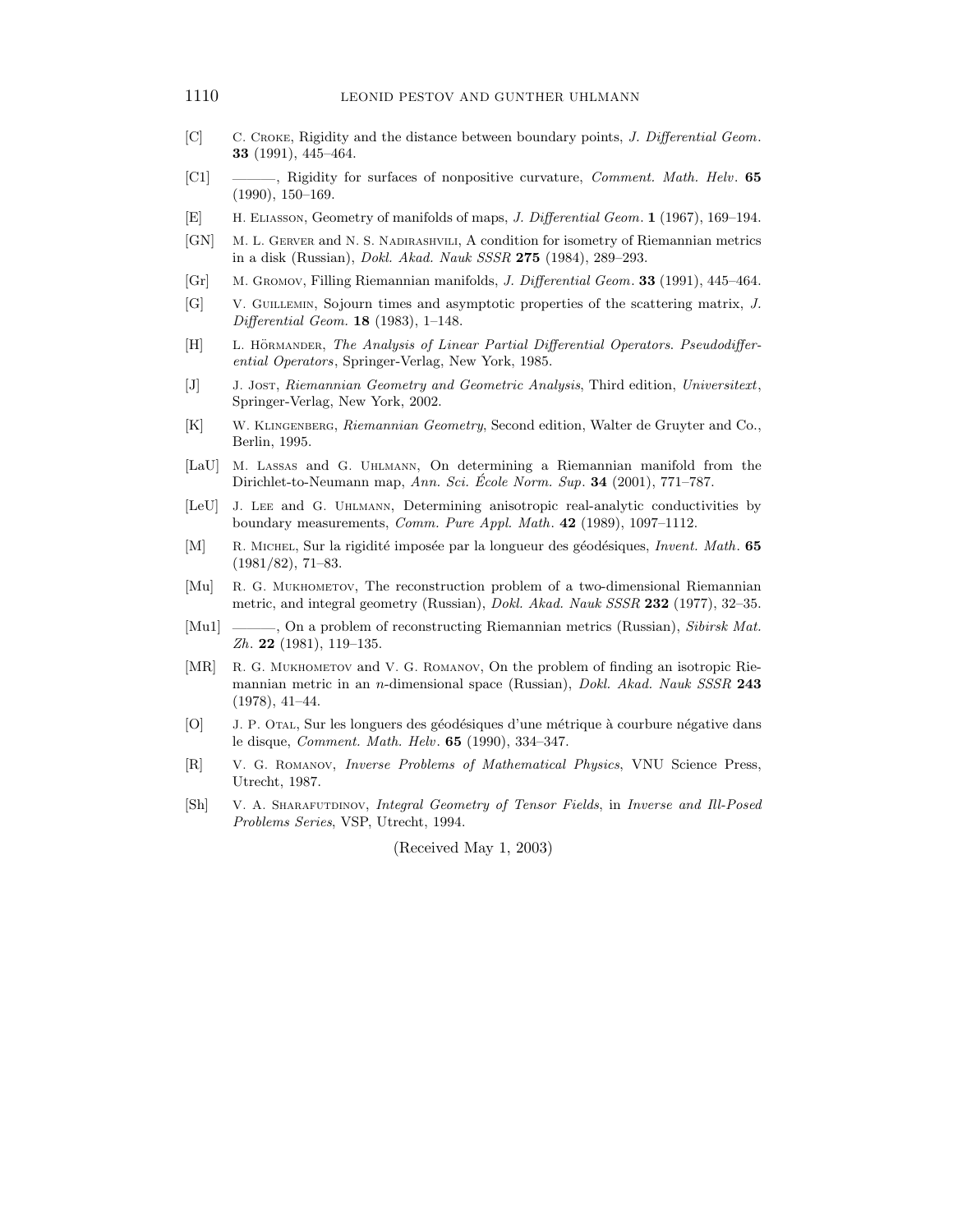[C] C. Croke, Rigidity and the distance between boundary points, *J. Differential Geom.* **33** (1991), 445–464.

[C1] ———, Rigidity for surfaces of nonpositive curvature, *Comment. Math. Helv.* **65** (1990), 150–169.

[E] H. Eliasson, Geometry of manifolds of maps, *J. Differential Geom.* **1** (1967), 169–194.

[GN] M. L. Gerver and N. S. Nadirashvili, A condition for isometry of Riemannian metrics in a disk (Russian), *Dokl. Akad. Nauk SSSR* **275** (1984), 289–293.

[Gr] M. Gromov, Filling Riemannian manifolds, *J. Differential Geom.* **33** (1991), 445–464.

[G] V. Guillemin, Sojourn times and asymptotic properties of the scattering matrix, *J. Differential Geom.* **18** (1983), 1–148.

[H] L. Hörmander, *The Analysis of Linear Partial Differential Operators. Pseudodifferential Operators*, Springer-Verlag, New York, 1985.

[J] J. Jost, *Riemannian Geometry and Geometric Analysis*, Third edition, *Universitext*, Springer-Verlag, New York, 2002.

[K] W. Klingenberg, *Riemannian Geometry*, Second edition, Walter de Gruyter and Co., Berlin, 1995.

[LaU] M. Lassas and G. Uhlmann, On determining a Riemannian manifold from the Dirichlet-to-Neumann map, *Ann. Sci. École Norm. Sup.* **34** (2001), 771–787.

[LeU] J. Lee and G. Uhlmann, Determining anisotropic real-analytic conductivities by boundary measurements, *Comm. Pure Appl. Math.* **42** (1989), 1097–1112.

[M] R. Michel, Sur la rigidité imposée par la longueur des géodésiques, *Invent. Math.* **65** (1981/82), 71–83.

[Mu] R. G. Mukhometov, The reconstruction problem of a two-dimensional Riemannian metric, and integral geometry (Russian), *Dokl. Akad. Nauk SSSR* **232** (1977), 32–35.

[Mu1] ———, On a problem of reconstructing Riemannian metrics (Russian), *Sibirsk Mat. Zh.* **22** (1981), 119–135.

[MR] R. G. Mukhometov and V. G. Romanov, On the problem of finding an isotropic Riemannian metric in an $n$-dimensional space (Russian), *Dokl. Akad. Nauk SSSR* **243** (1978), 41–44.

[O] J. P. Otal, Sur les longuers des géodésiques d'une métrique à courbure négative dans le disque, *Comment. Math. Helv.* **65** (1990), 334–347.

[R] V. G. Romanov, *Inverse Problems of Mathematical Physics*, VNU Science Press, Utrecht, 1987.

[Sh] V. A. Sharafutdinov, *Integral Geometry of Tensor Fields*, in *Inverse and Ill-Posed Problems Series*, VSP, Utrecht, 1994.

(Received May 1, 2003)